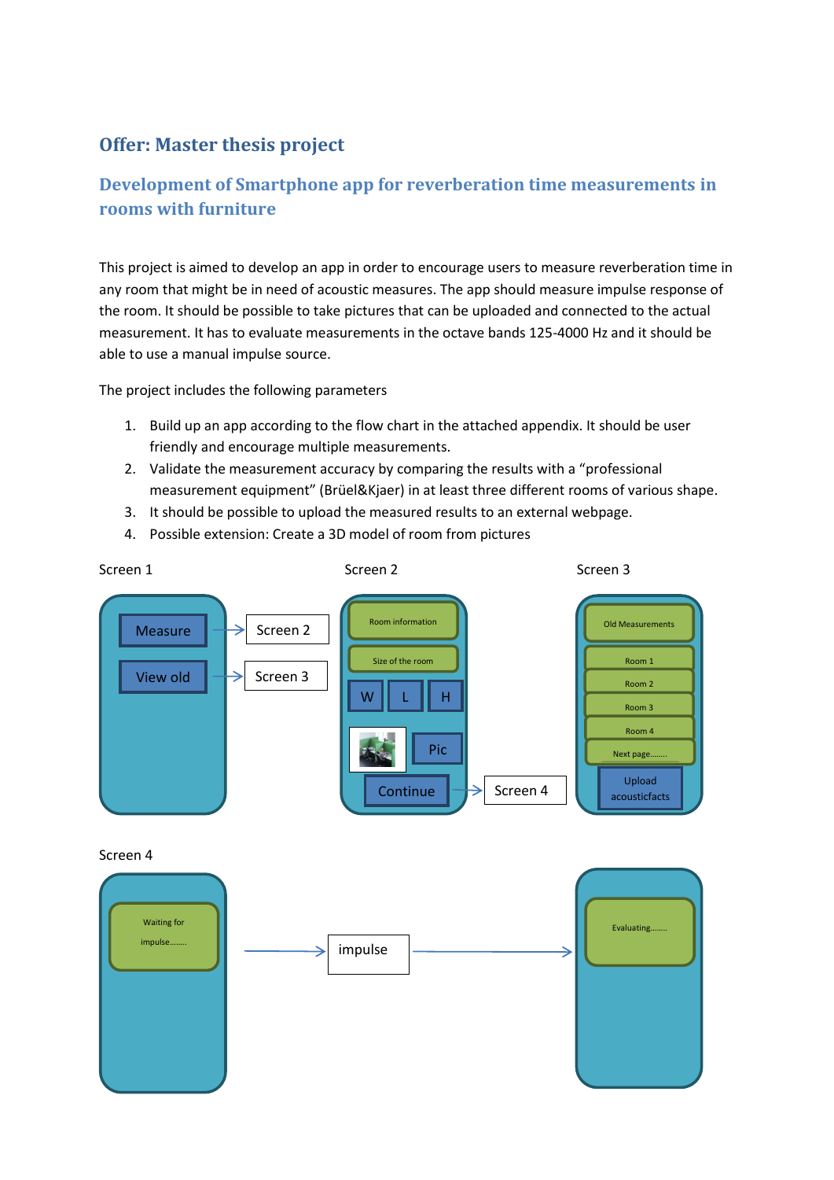## Offer: Master thesis project

### Development of Smartphone app for reverberation time measurements in rooms with furniture

This project is aimed to develop an app in order to encourage users to measure reverberation time in any room that might be in need of acoustic measures. The app should measure impulse response of the room. It should be possible to take pictures that can be uploaded and connected to the actual measurement. It has to evaluate measurements in the octave bands 125-4000 Hz and it should be able to use a manual impulse source.

The project includes the following parameters

1. Build up an app according to the flow chart in the attached appendix. It should be user friendly and encourage multiple measurements.
2. Validate the measurement accuracy by comparing the results with a "professional measurement equipment" (Brüel&Kjaer) in at least three different rooms of various shape.
3. It should be possible to upload the measured results to an external webpage.
4. Possible extension: Create a 3D model of room from pictures

Screen 1

- Measure → Screen 2
- View old → Screen 3

Screen 2

- Room information
- Size of the room
- W | L | H
- Pic
- Continue → Screen 4

Screen 3

- Old Measurements
- Room 1
- Room 2
- Room 3
- Room 4
- Next page........
- Upload acousticfacts

Screen 4

- Waiting for impulse........ → impulse → Evaluating........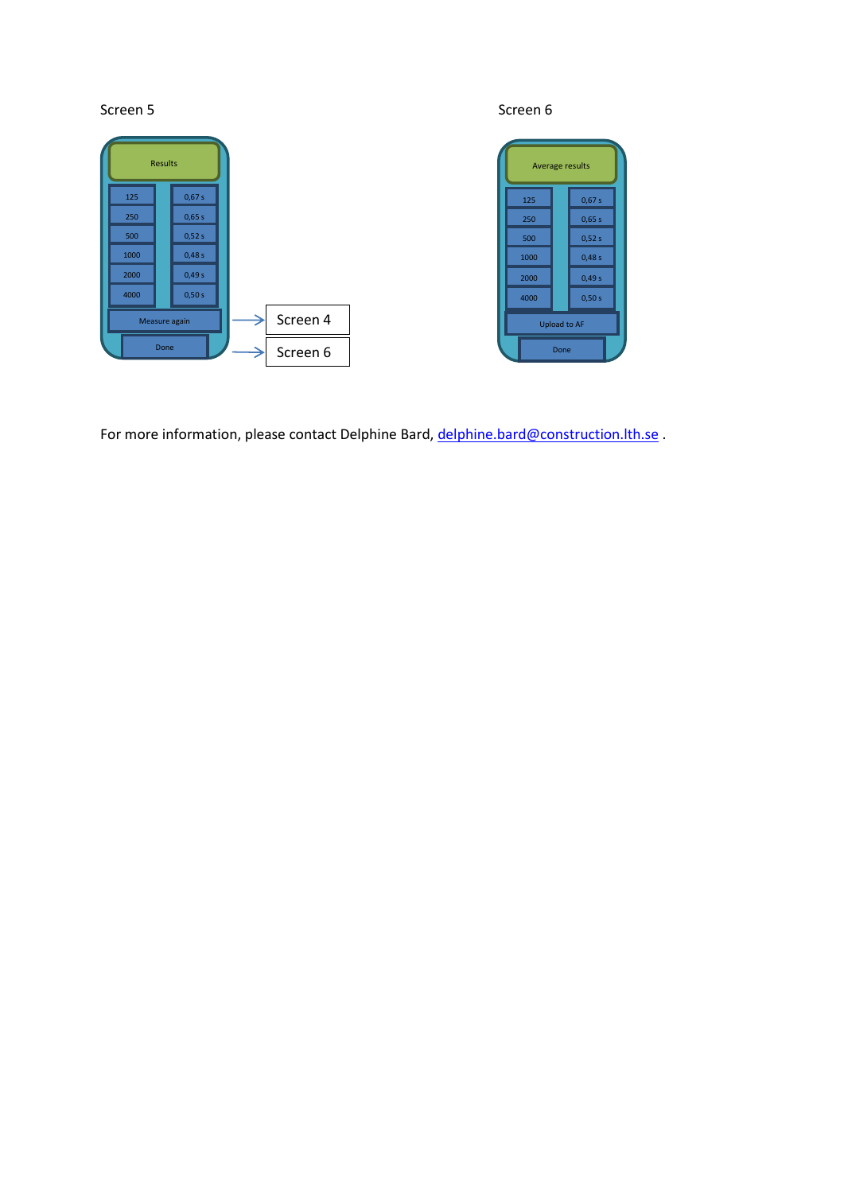Screen 5

Results

| | |
|---|---|
| 125 | 0,67 s |
| 250 | 0,65 s |
| 500 | 0,52 s |
| 1000 | 0,48 s |
| 2000 | 0,49 s |
| 4000 | 0,50 s |

Measure again → Screen 4

Done → Screen 6

Screen 6

Average results

| | |
|---|---|
| 125 | 0,67 s |
| 250 | 0,65 s |
| 500 | 0,52 s |
| 1000 | 0,48 s |
| 2000 | 0,49 s |
| 4000 | 0,50 s |

Upload to AF

Done

For more information, please contact Delphine Bard, delphine.bard@construction.lth.se .